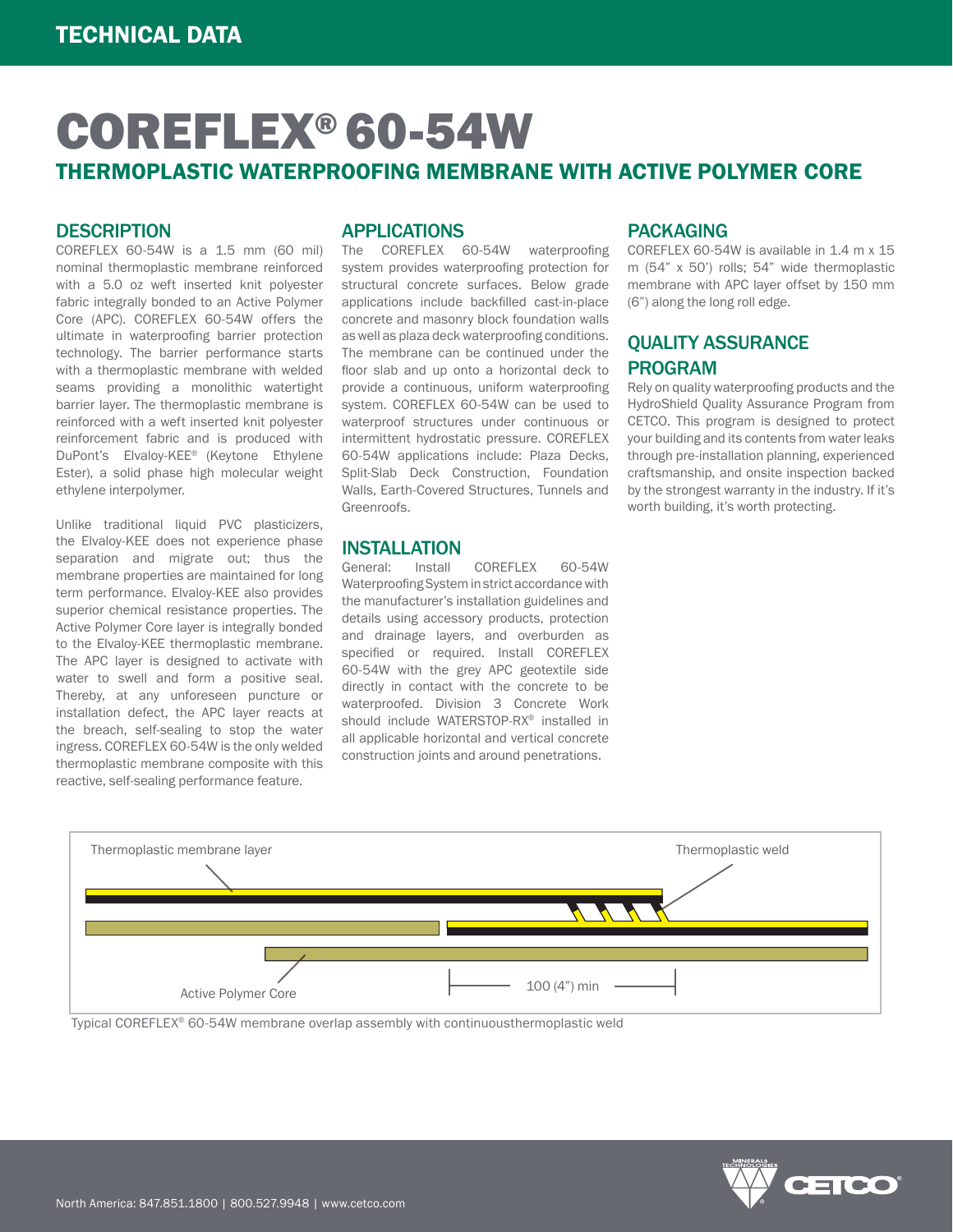# COREFLEX® 60-54W

## THERMOPLASTIC WATERPROOFING MEMBRANE WITH ACTIVE POLYMER CORE

### DESCRIPTION

COREFLEX 60-54W is a 1.5 mm (60 mil) nominal thermoplastic membrane reinforced with a 5.0 oz weft inserted knit polyester fabric integrally bonded to an Active Polymer Core (APC). COREFLEX 60-54W offers the ultimate in waterproofing barrier protection technology. The barrier performance starts with a thermoplastic membrane with welded seams providing a monolithic watertight barrier layer. The thermoplastic membrane is reinforced with a weft inserted knit polyester reinforcement fabric and is produced with DuPont's Elvaloy-KEE® (Keytone Ethylene Ester), a solid phase high molecular weight ethylene interpolymer.

Unlike traditional liquid PVC plasticizers, the Elvaloy-KEE does not experience phase separation and migrate out; thus the membrane properties are maintained for long term performance. Elvaloy-KEE also provides superior chemical resistance properties. The Active Polymer Core layer is integrally bonded to the Elvaloy-KEE thermoplastic membrane. The APC layer is designed to activate with water to swell and form a positive seal. Thereby, at any unforeseen puncture or installation defect, the APC layer reacts at the breach, self-sealing to stop the water ingress. COREFLEX 60-54W is the only welded thermoplastic membrane composite with this reactive, self-sealing performance feature.

### APPLICATIONS

The COREFLEX 60-54W waterproofing system provides waterproofing protection for structural concrete surfaces. Below grade applications include backfilled cast-in-place concrete and masonry block foundation walls as well as plaza deck waterproofing conditions. The membrane can be continued under the floor slab and up onto a horizontal deck to provide a continuous, uniform waterproofing system. COREFLEX 60-54W can be used to waterproof structures under continuous or intermittent hydrostatic pressure. COREFLEX 60-54W applications include: Plaza Decks, Split-Slab Deck Construction, Foundation Walls, Earth-Covered Structures, Tunnels and Greenroofs.

### INSTALLATION

General: Install COREFLEX 60-54W Waterproofing System in strict accordance with the manufacturer's installation guidelines and details using accessory products, protection and drainage layers, and overburden as specified or required. Install COREFLEX 60-54W with the grey APC geotextile side directly in contact with the concrete to be waterproofed. Division 3 Concrete Work should include WATERSTOP-RX® installed in all applicable horizontal and vertical concrete construction joints and around penetrations.

### PACKAGING

COREFLEX 60-54W is available in 1.4 m x 15 m (54" x 50') rolls; 54" wide thermoplastic membrane with APC layer offset by 150 mm (6") along the long roll edge.

### QUALITY ASSURANCE PROGRAM

Rely on quality waterproofing products and the HydroShield Quality Assurance Program from CETCO. This program is designed to protect your building and its contents from water leaks through pre-installation planning, experienced craftsmanship, and onsite inspection backed by the strongest warranty in the industry. If it's worth building, it's worth protecting.

Thermoplastic membrane layer

Thermoplastic weld

Active Polymer Core

100 (4") min

Typical COREFLEX® 60-54W membrane overlap assembly with continuousthermoplastic weld

North America: 847.851.1800 | 800.527.9948 | www.cetco.com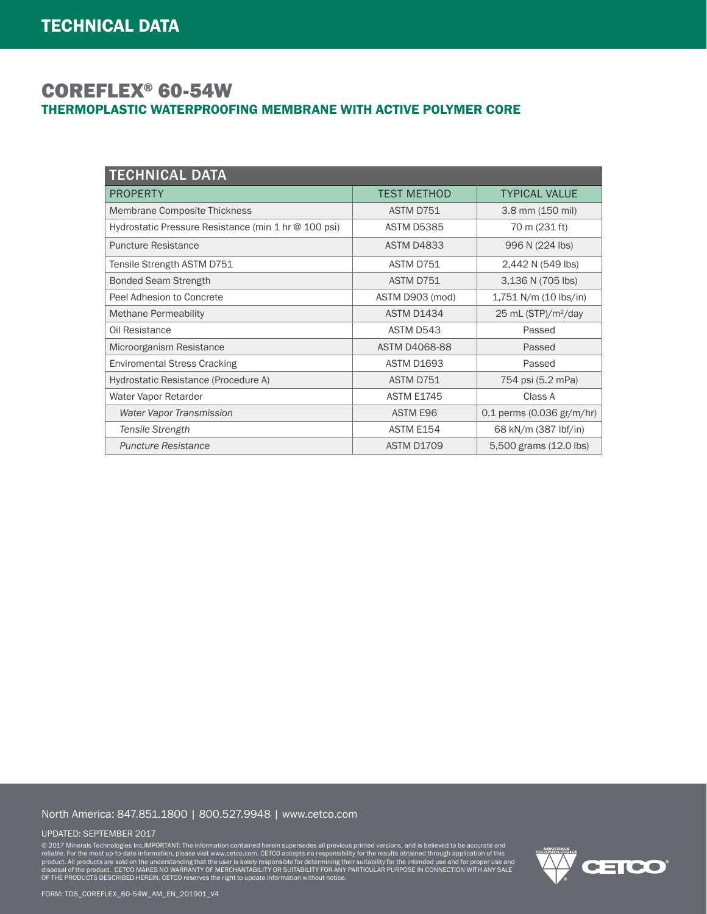# COREFLEX® 60-54W

## THERMOPLASTIC WATERPROOFING MEMBRANE WITH ACTIVE POLYMER CORE

| TECHNICAL DATA | | |
|---|---|---|
| PROPERTY | TEST METHOD | TYPICAL VALUE |
| Membrane Composite Thickness | ASTM D751 | 3.8 mm (150 mil) |
| Hydrostatic Pressure Resistance (min 1 hr @ 100 psi) | ASTM D5385 | 70 m (231 ft) |
| Puncture Resistance | ASTM D4833 | 996 N (224 lbs) |
| Tensile Strength ASTM D751 | ASTM D751 | 2,442 N (549 lbs) |
| Bonded Seam Strength | ASTM D751 | 3,136 N (705 lbs) |
| Peel Adhesion to Concrete | ASTM D903 (mod) | 1,751 N/m (10 lbs/in) |
| Methane Permeability | ASTM D1434 | 25 mL (STP)/m²/day |
| Oil Resistance | ASTM D543 | Passed |
| Microorganism Resistance | ASTM D4068-88 | Passed |
| Enviromental Stress Cracking | ASTM D1693 | Passed |
| Hydrostatic Resistance (Procedure A) | ASTM D751 | 754 psi (5.2 mPa) |
| Water Vapor Retarder | ASTM E1745 | Class A |
| *Water Vapor Transmission* | ASTM E96 | 0.1 perms (0.036 gr/m/hr) |
| *Tensile Strength* | ASTM E154 | 68 kN/m (387 lbf/in) |
| *Puncture Resistance* | ASTM D1709 | 5,500 grams (12.0 lbs) |

North America: 847.851.1800 | 800.527.9948 | www.cetco.com

UPDATED: SEPTEMBER 2017

© 2017 Minerals Technologies Inc.IMPORTANT: The information contained herein supersedes all previous printed versions, and is believed to be accurate and reliable. For the most up-to-date information, please visit www.cetco.com. CETCO accepts no responsibility for the results obtained through application of this product. All products are sold on the understanding that the user is solely responsible for determining their suitability for the intended use and for proper use and disposal of the product. CETCO MAKES NO WARRANTY OF MERCHANTABILITY OR SUITABILITY FOR ANY PARTICULAR PURPOSE IN CONNECTION WITH ANY SALE OF THE PRODUCTS DESCRIBED HEREIN. CETCO reserves the right to update information without notice.

FORM: TDS_COREFLEX_60-54W_AM_EN_201901_V4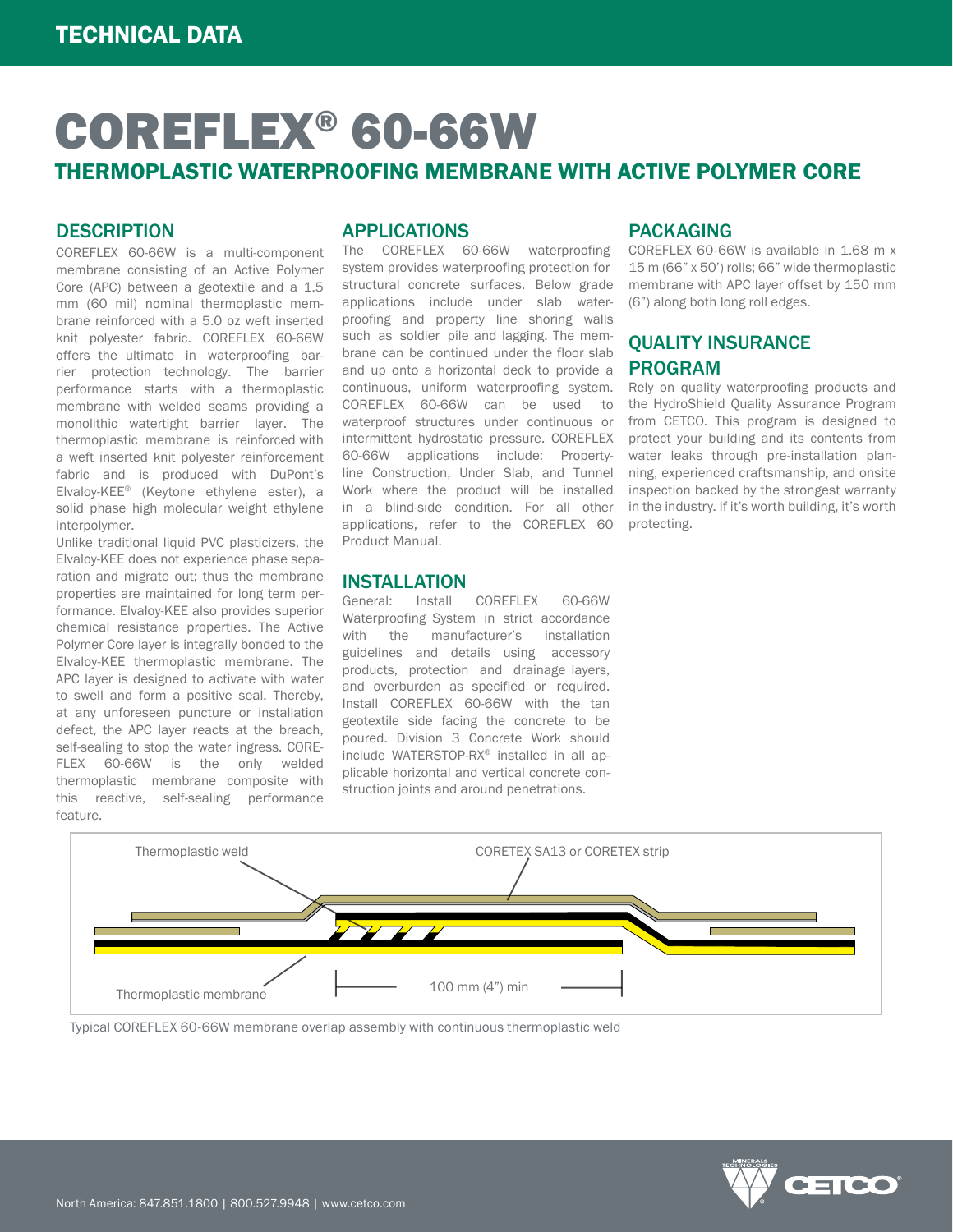TECHNICAL DATA

# COREFLEX® 60-66W

## THERMOPLASTIC WATERPROOFING MEMBRANE WITH ACTIVE POLYMER CORE

### DESCRIPTION

COREFLEX 60-66W is a multi-component membrane consisting of an Active Polymer Core (APC) between a geotextile and a 1.5 mm (60 mil) nominal thermoplastic membrane reinforced with a 5.0 oz weft inserted knit polyester fabric. COREFLEX 60-66W offers the ultimate in waterproofing barrier protection technology. The barrier performance starts with a thermoplastic membrane with welded seams providing a monolithic watertight barrier layer. The thermoplastic membrane is reinforced with a weft inserted knit polyester reinforcement fabric and is produced with DuPont's Elvaloy-KEE® (Keytone ethylene ester), a solid phase high molecular weight ethylene interpolymer.

Unlike traditional liquid PVC plasticizers, the Elvaloy-KEE does not experience phase separation and migrate out; thus the membrane properties are maintained for long term performance. Elvaloy-KEE also provides superior chemical resistance properties. The Active Polymer Core layer is integrally bonded to the Elvaloy-KEE thermoplastic membrane. The APC layer is designed to activate with water to swell and form a positive seal. Thereby, at any unforeseen puncture or installation defect, the APC layer reacts at the breach, self-sealing to stop the water ingress. COREFLEX 60-66W is the only welded thermoplastic membrane composite with this reactive, self-sealing performance feature.

### APPLICATIONS

The COREFLEX 60-66W waterproofing system provides waterproofing protection for structural concrete surfaces. Below grade applications include under slab waterproofing and property line shoring walls such as soldier pile and lagging. The membrane can be continued under the floor slab and up onto a horizontal deck to provide a continuous, uniform waterproofing system. COREFLEX 60-66W can be used to waterproof structures under continuous or intermittent hydrostatic pressure. COREFLEX 60-66W applications include: Property-line Construction, Under Slab, and Tunnel Work where the product will be installed in a blind-side condition. For all other applications, refer to the COREFLEX 60 Product Manual.

### INSTALLATION

General: Install COREFLEX 60-66W Waterproofing System in strict accordance with the manufacturer's installation guidelines and details using accessory products, protection and drainage layers, and overburden as specified or required. Install COREFLEX 60-66W with the tan geotextile side facing the concrete to be poured. Division 3 Concrete Work should include WATERSTOP-RX® installed in all applicable horizontal and vertical concrete construction joints and around penetrations.

### PACKAGING

COREFLEX 60-66W is available in 1.68 m x 15 m (66" x 50') rolls; 66" wide thermoplastic membrane with APC layer offset by 150 mm (6") along both long roll edges.

### QUALITY INSURANCE PROGRAM

Rely on quality waterproofing products and the HydroShield Quality Assurance Program from CETCO. This program is designed to protect your building and its contents from water leaks through pre-installation planning, experienced craftsmanship, and onsite inspection backed by the strongest warranty in the industry. If it's worth building, it's worth protecting.

Thermoplastic weld

CORETEX SA13 or CORETEX strip

Thermoplastic membrane

100 mm (4") min

Typical COREFLEX 60-66W membrane overlap assembly with continuous thermoplastic weld

North America: 847.851.1800 | 800.527.9948 | www.cetco.com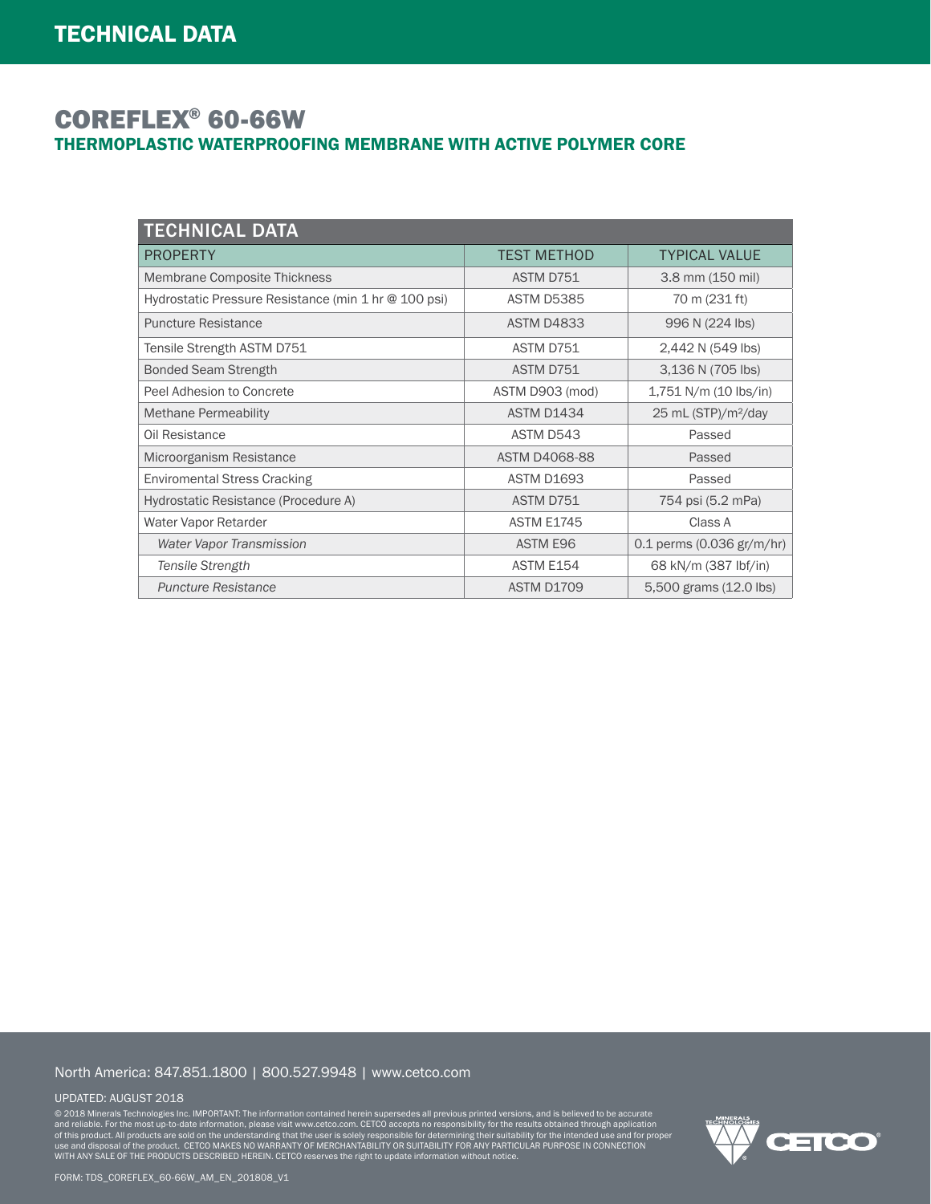# TECHNICAL DATA

## COREFLEX® 60-66W

### THERMOPLASTIC WATERPROOFING MEMBRANE WITH ACTIVE POLYMER CORE

| TECHNICAL DATA | | |
|---|---|---|
| PROPERTY | TEST METHOD | TYPICAL VALUE |
| Membrane Composite Thickness | ASTM D751 | 3.8 mm (150 mil) |
| Hydrostatic Pressure Resistance (min 1 hr @ 100 psi) | ASTM D5385 | 70 m (231 ft) |
| Puncture Resistance | ASTM D4833 | 996 N (224 lbs) |
| Tensile Strength ASTM D751 | ASTM D751 | 2,442 N (549 lbs) |
| Bonded Seam Strength | ASTM D751 | 3,136 N (705 lbs) |
| Peel Adhesion to Concrete | ASTM D903 (mod) | 1,751 N/m (10 lbs/in) |
| Methane Permeability | ASTM D1434 | 25 mL (STP)/m²/day |
| Oil Resistance | ASTM D543 | Passed |
| Microorganism Resistance | ASTM D4068-88 | Passed |
| Enviromental Stress Cracking | ASTM D1693 | Passed |
| Hydrostatic Resistance (Procedure A) | ASTM D751 | 754 psi (5.2 mPa) |
| Water Vapor Retarder | ASTM E1745 | Class A |
| *Water Vapor Transmission* | ASTM E96 | 0.1 perms (0.036 gr/m/hr) |
| *Tensile Strength* | ASTM E154 | 68 kN/m (387 lbf/in) |
| *Puncture Resistance* | ASTM D1709 | 5,500 grams (12.0 lbs) |

North America: 847.851.1800 | 800.527.9948 | www.cetco.com

UPDATED: AUGUST 2018

© 2018 Minerals Technologies Inc. IMPORTANT: The information contained herein supersedes all previous printed versions, and is believed to be accurate and reliable. For the most up-to-date information, please visit www.cetco.com. CETCO accepts no responsibility for the results obtained through application of this product. All products are sold on the understanding that the user is solely responsible for determining their suitability for the intended use and for proper use and disposal of the product. CETCO MAKES NO WARRANTY OF MERCHANTABILITY OR SUITABILITY FOR ANY PARTICULAR PURPOSE IN CONNECTION WITH ANY SALE OF THE PRODUCTS DESCRIBED HEREIN. CETCO reserves the right to update information without notice.

FORM: TDS_COREFLEX_60-66W_AM_EN_201808_V1